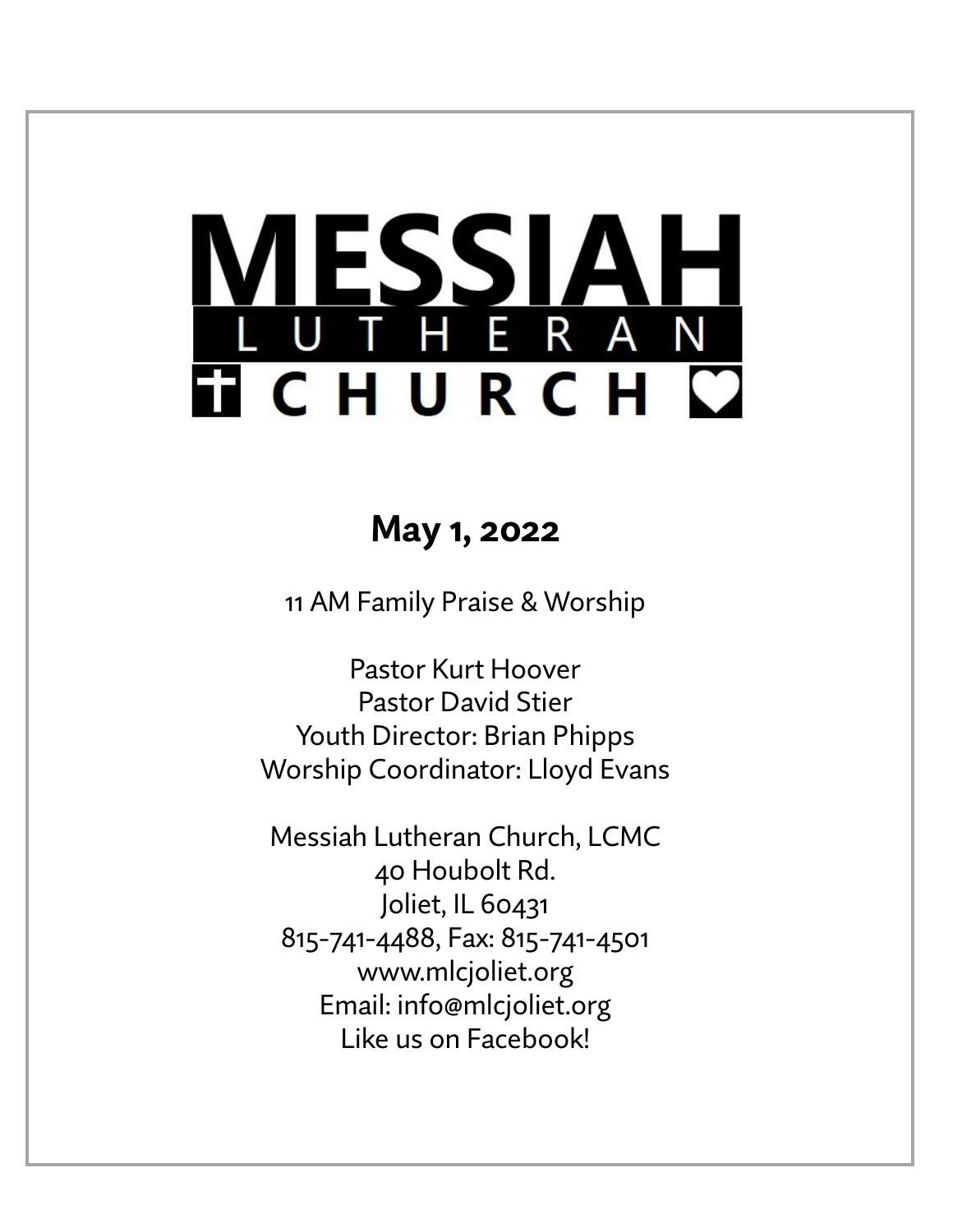# MESSIAH LUTHERAN CHURCH

## May 1, 2022

11 AM Family Praise & Worship

Pastor Kurt Hoover
Pastor David Stier
Youth Director: Brian Phipps
Worship Coordinator: Lloyd Evans

Messiah Lutheran Church, LCMC
40 Houbolt Rd.
Joliet, IL 60431
815-741-4488, Fax: 815-741-4501
www.mlcjoliet.org
Email: info@mlcjoliet.org
Like us on Facebook!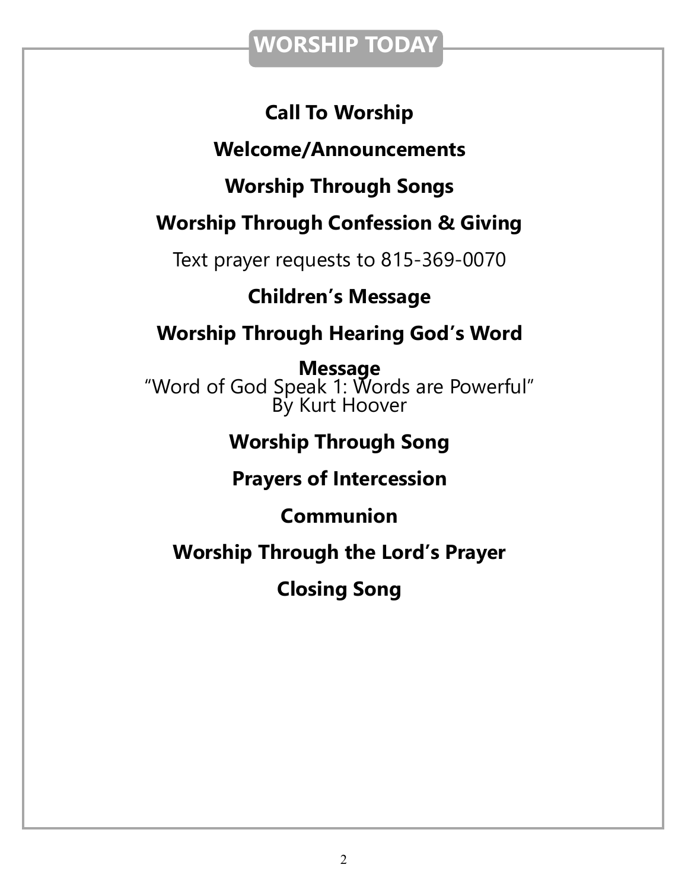## WORSHIP TODAY

**Call To Worship**

**Welcome/Announcements**

**Worship Through Songs**

**Worship Through Confession & Giving**

Text prayer requests to 815-369-0070

**Children's Message**

**Worship Through Hearing God's Word**

**Message**
"Word of God Speak 1: Words are Powerful"
By Kurt Hoover

**Worship Through Song**

**Prayers of Intercession**

**Communion**

**Worship Through the Lord's Prayer**

**Closing Song**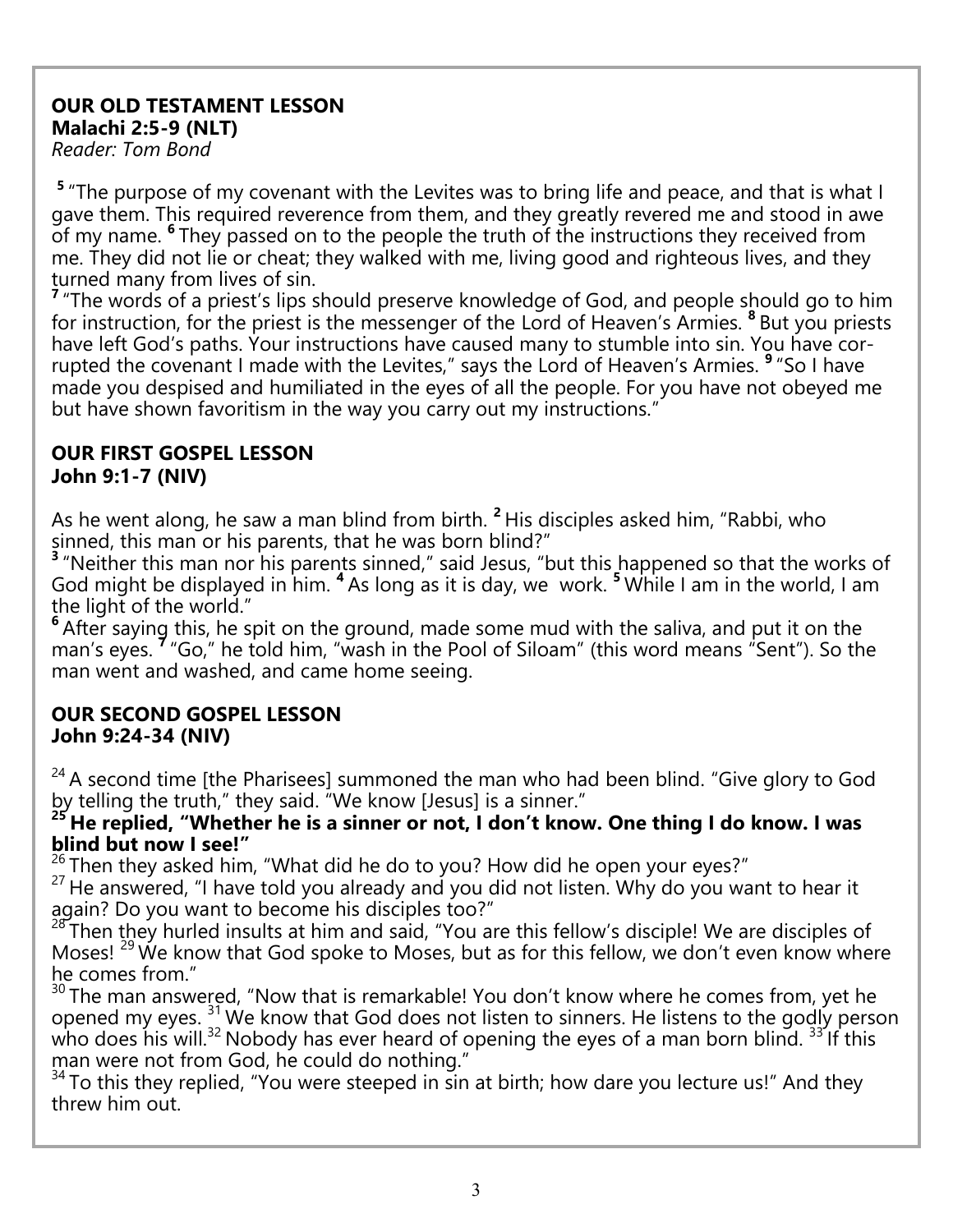**OUR OLD TESTAMENT LESSON**
**Malachi 2:5-9 (NLT)**
*Reader: Tom Bond*

**5** "The purpose of my covenant with the Levites was to bring life and peace, and that is what I gave them. This required reverence from them, and they greatly revered me and stood in awe of my name. **6** They passed on to the people the truth of the instructions they received from me. They did not lie or cheat; they walked with me, living good and righteous lives, and they turned many from lives of sin.
**7** "The words of a priest's lips should preserve knowledge of God, and people should go to him for instruction, for the priest is the messenger of the Lord of Heaven's Armies. **8** But you priests have left God's paths. Your instructions have caused many to stumble into sin. You have corrupted the covenant I made with the Levites," says the Lord of Heaven's Armies. **9** "So I have made you despised and humiliated in the eyes of all the people. For you have not obeyed me but have shown favoritism in the way you carry out my instructions."

**OUR FIRST GOSPEL LESSON**
**John 9:1-7 (NIV)**

As he went along, he saw a man blind from birth. **2** His disciples asked him, "Rabbi, who sinned, this man or his parents, that he was born blind?"
**3** "Neither this man nor his parents sinned," said Jesus, "but this happened so that the works of God might be displayed in him. **4** As long as it is day, we work. **5** While I am in the world, I am the light of the world."
**6** After saying this, he spit on the ground, made some mud with the saliva, and put it on the man's eyes. **7** "Go," he told him, "wash in the Pool of Siloam" (this word means "Sent"). So the man went and washed, and came home seeing.

**OUR SECOND GOSPEL LESSON**
**John 9:24-34 (NIV)**

24 A second time [the Pharisees] summoned the man who had been blind. "Give glory to God by telling the truth," they said. "We know [Jesus] is a sinner."
**25 He replied, "Whether he is a sinner or not, I don't know. One thing I do know. I was blind but now I see!"**
26 Then they asked him, "What did he do to you? How did he open your eyes?"
27 He answered, "I have told you already and you did not listen. Why do you want to hear it again? Do you want to become his disciples too?"
28 Then they hurled insults at him and said, "You are this fellow's disciple! We are disciples of Moses! 29 We know that God spoke to Moses, but as for this fellow, we don't even know where he comes from."
30 The man answered, "Now that is remarkable! You don't know where he comes from, yet he opened my eyes. 31 We know that God does not listen to sinners. He listens to the godly person who does his will. 32 Nobody has ever heard of opening the eyes of a man born blind. 33 If this man were not from God, he could do nothing."
34 To this they replied, "You were steeped in sin at birth; how dare you lecture us!" And they threw him out.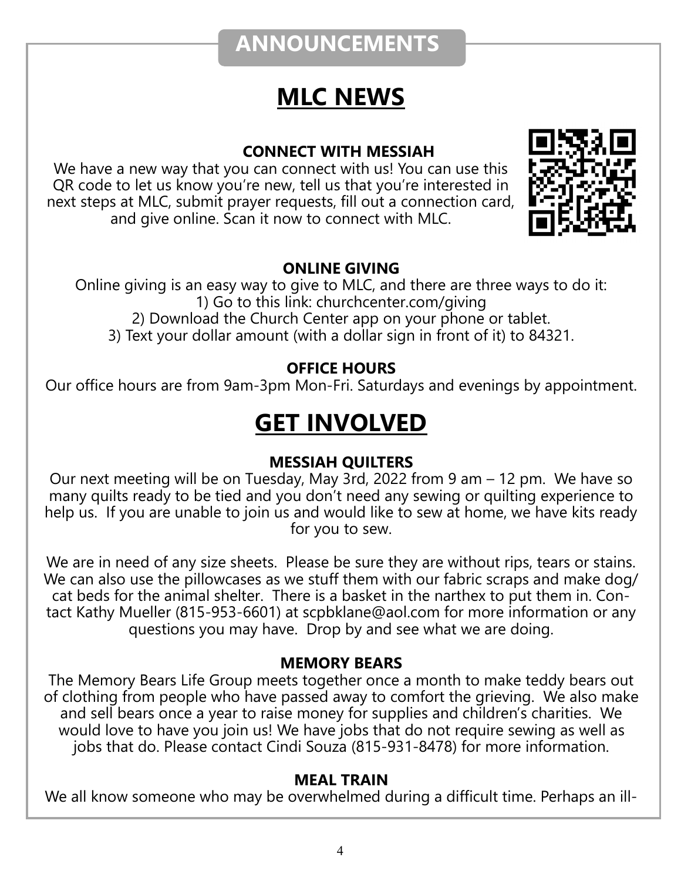## ANNOUNCEMENTS

# MLC NEWS

### CONNECT WITH MESSIAH

We have a new way that you can connect with us! You can use this QR code to let us know you're new, tell us that you're interested in next steps at MLC, submit prayer requests, fill out a connection card, and give online. Scan it now to connect with MLC.

### ONLINE GIVING

Online giving is an easy way to give to MLC, and there are three ways to do it:

1) Go to this link: churchcenter.com/giving
2) Download the Church Center app on your phone or tablet.
3) Text your dollar amount (with a dollar sign in front of it) to 84321.

### OFFICE HOURS

Our office hours are from 9am-3pm Mon-Fri. Saturdays and evenings by appointment.

# GET INVOLVED

### MESSIAH QUILTERS

Our next meeting will be on Tuesday, May 3rd, 2022 from 9 am – 12 pm. We have so many quilts ready to be tied and you don't need any sewing or quilting experience to help us. If you are unable to join us and would like to sew at home, we have kits ready for you to sew.

We are in need of any size sheets. Please be sure they are without rips, tears or stains. We can also use the pillowcases as we stuff them with our fabric scraps and make dog/cat beds for the animal shelter. There is a basket in the narthex to put them in. Contact Kathy Mueller (815-953-6601) at scpbklane@aol.com for more information or any questions you may have. Drop by and see what we are doing.

### MEMORY BEARS

The Memory Bears Life Group meets together once a month to make teddy bears out of clothing from people who have passed away to comfort the grieving. We also make and sell bears once a year to raise money for supplies and children's charities. We would love to have you join us! We have jobs that do not require sewing as well as jobs that do. Please contact Cindi Souza (815-931-8478) for more information.

### MEAL TRAIN

We all know someone who may be overwhelmed during a difficult time. Perhaps an ill-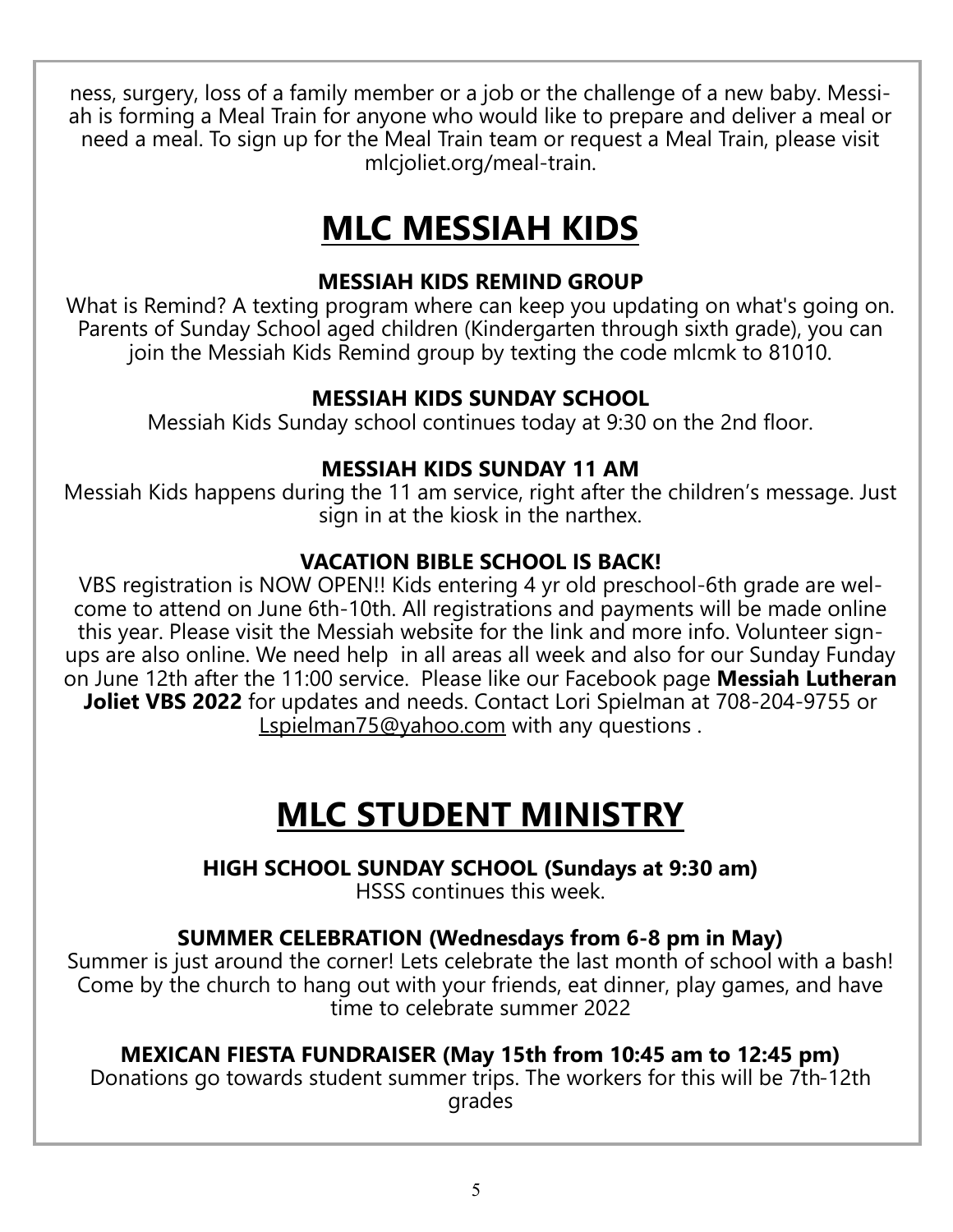ness, surgery, loss of a family member or a job or the challenge of a new baby. Messiah is forming a Meal Train for anyone who would like to prepare and deliver a meal or need a meal. To sign up for the Meal Train team or request a Meal Train, please visit mlcjoliet.org/meal-train.

# MLC MESSIAH KIDS

### MESSIAH KIDS REMIND GROUP

What is Remind? A texting program where can keep you updating on what's going on. Parents of Sunday School aged children (Kindergarten through sixth grade), you can join the Messiah Kids Remind group by texting the code mlcmk to 81010.

### MESSIAH KIDS SUNDAY SCHOOL

Messiah Kids Sunday school continues today at 9:30 on the 2nd floor.

### MESSIAH KIDS SUNDAY 11 AM

Messiah Kids happens during the 11 am service, right after the children's message. Just sign in at the kiosk in the narthex.

### VACATION BIBLE SCHOOL IS BACK!

VBS registration is NOW OPEN!! Kids entering 4 yr old preschool-6th grade are welcome to attend on June 6th-10th. All registrations and payments will be made online this year. Please visit the Messiah website for the link and more info. Volunteer sign-ups are also online. We need help in all areas all week and also for our Sunday Funday on June 12th after the 11:00 service. Please like our Facebook page **Messiah Lutheran Joliet VBS 2022** for updates and needs. Contact Lori Spielman at 708-204-9755 or Lspielman75@yahoo.com with any questions .

# MLC STUDENT MINISTRY

### HIGH SCHOOL SUNDAY SCHOOL (Sundays at 9:30 am)

HSSS continues this week.

### SUMMER CELEBRATION (Wednesdays from 6-8 pm in May)

Summer is just around the corner! Lets celebrate the last month of school with a bash! Come by the church to hang out with your friends, eat dinner, play games, and have time to celebrate summer 2022

### MEXICAN FIESTA FUNDRAISER (May 15th from 10:45 am to 12:45 pm)

Donations go towards student summer trips. The workers for this will be 7th-12th grades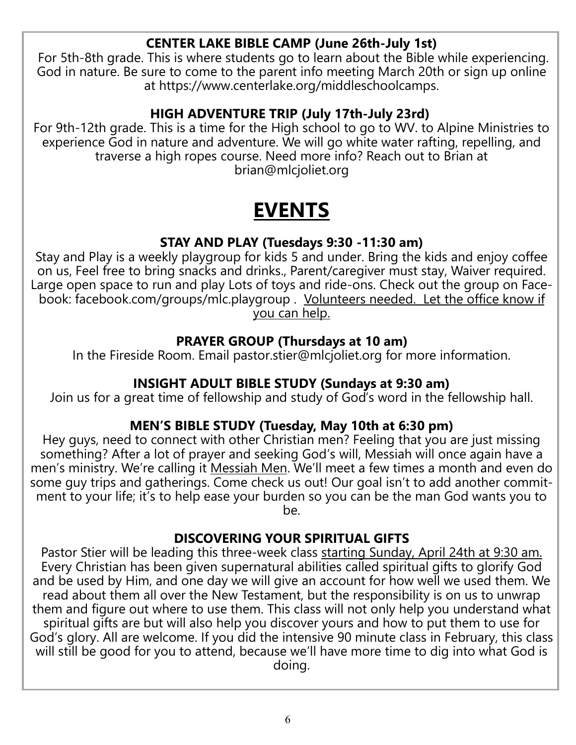**CENTER LAKE BIBLE CAMP (June 26th-July 1st)**

For 5th-8th grade. This is where students go to learn about the Bible while experiencing. God in nature. Be sure to come to the parent info meeting March 20th or sign up online at https://www.centerlake.org/middleschoolcamps.

**HIGH ADVENTURE TRIP (July 17th-July 23rd)**

For 9th-12th grade. This is a time for the High school to go to WV. to Alpine Ministries to experience God in nature and adventure. We will go white water rafting, repelling, and traverse a high ropes course. Need more info? Reach out to Brian at brian@mlcjoliet.org

# EVENTS

**STAY AND PLAY (Tuesdays 9:30 -11:30 am)**

Stay and Play is a weekly playgroup for kids 5 and under. Bring the kids and enjoy coffee on us, Feel free to bring snacks and drinks., Parent/caregiver must stay, Waiver required. Large open space to run and play Lots of toys and ride-ons. Check out the group on Facebook: facebook.com/groups/mlc.playgroup . Volunteers needed. Let the office know if you can help.

**PRAYER GROUP (Thursdays at 10 am)**

In the Fireside Room. Email pastor.stier@mlcjoliet.org for more information.

**INSIGHT ADULT BIBLE STUDY (Sundays at 9:30 am)**

Join us for a great time of fellowship and study of God's word in the fellowship hall.

**MEN'S BIBLE STUDY (Tuesday, May 10th at 6:30 pm)**

Hey guys, need to connect with other Christian men? Feeling that you are just missing something? After a lot of prayer and seeking God's will, Messiah will once again have a men's ministry. We're calling it Messiah Men. We'll meet a few times a month and even do some guy trips and gatherings. Come check us out! Our goal isn't to add another commitment to your life; it's to help ease your burden so you can be the man God wants you to be.

**DISCOVERING YOUR SPIRITUAL GIFTS**

Pastor Stier will be leading this three-week class starting Sunday, April 24th at 9:30 am. Every Christian has been given supernatural abilities called spiritual gifts to glorify God and be used by Him, and one day we will give an account for how well we used them. We read about them all over the New Testament, but the responsibility is on us to unwrap them and figure out where to use them. This class will not only help you understand what spiritual gifts are but will also help you discover yours and how to put them to use for God's glory. All are welcome. If you did the intensive 90 minute class in February, this class will still be good for you to attend, because we'll have more time to dig into what God is doing.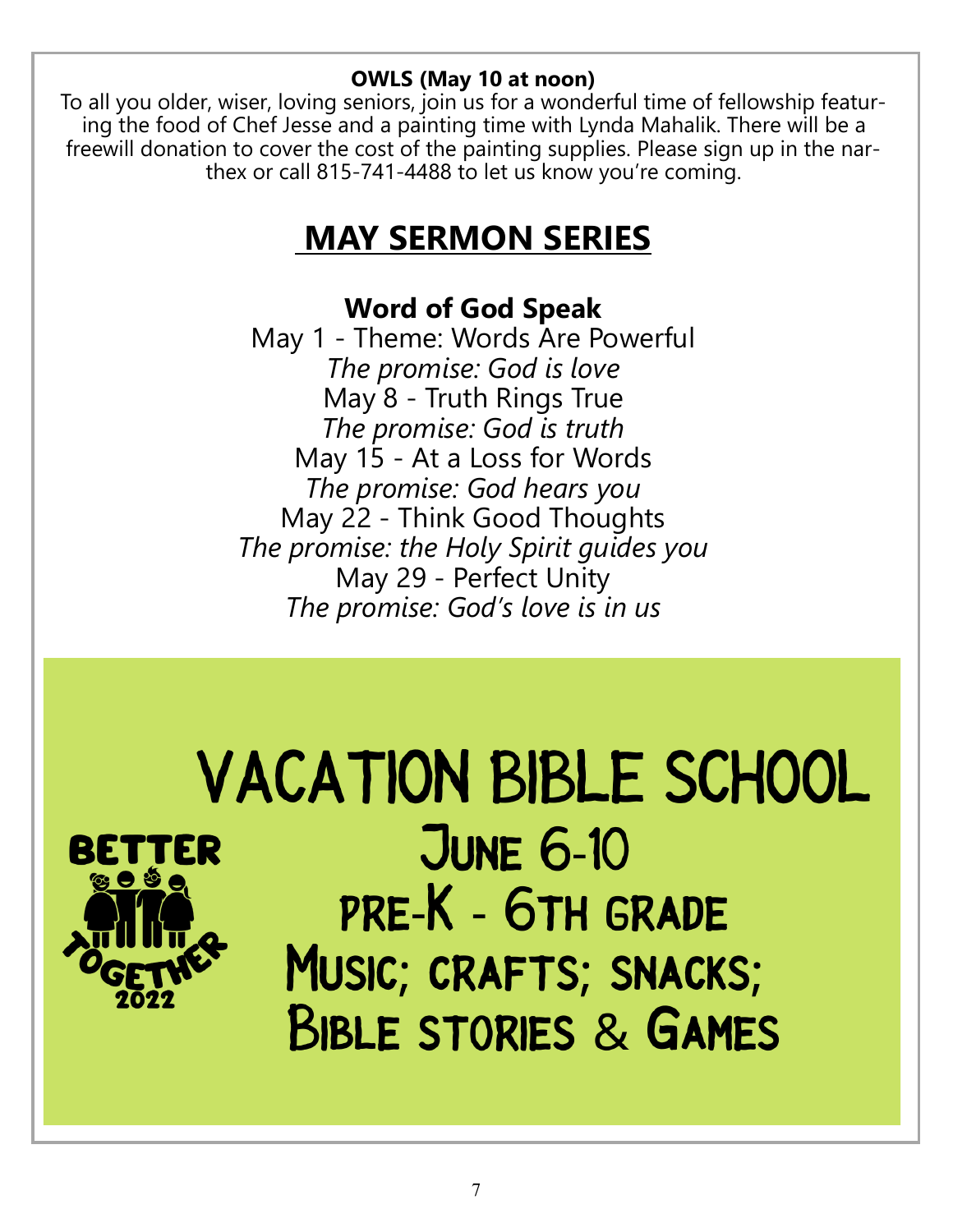**OWLS (May 10 at noon)**

To all you older, wiser, loving seniors, join us for a wonderful time of fellowship featuring the food of Chef Jesse and a painting time with Lynda Mahalik. There will be a freewill donation to cover the cost of the painting supplies. Please sign up in the narthex or call 815-741-4488 to let us know you're coming.

# MAY SERMON SERIES

**Word of God Speak**

May 1 - Theme: Words Are Powerful
*The promise: God is love*
May 8 - Truth Rings True
*The promise: God is truth*
May 15 - At a Loss for Words
*The promise: God hears you*
May 22 - Think Good Thoughts
*The promise: the Holy Spirit guides you*
May 29 - Perfect Unity
*The promise: God's love is in us*

# VACATION BIBLE SCHOOL

BETTER TOGETHER 2022

June 6-10
pre-K - 6th grade
Music; crafts; snacks;
Bible stories & Games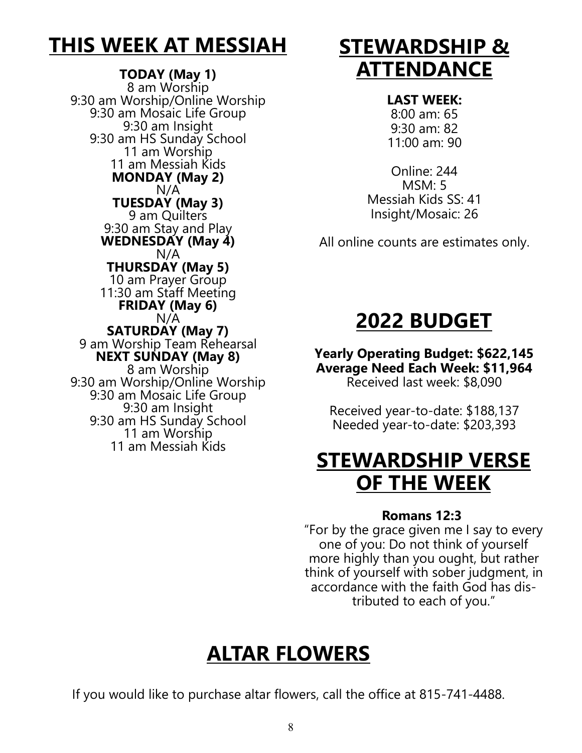# THIS WEEK AT MESSIAH

**TODAY (May 1)**
8 am Worship
9:30 am Worship/Online Worship
9:30 am Mosaic Life Group
9:30 am Insight
9:30 am HS Sunday School
11 am Worship
11 am Messiah Kids

**MONDAY (May 2)**
N/A

**TUESDAY (May 3)**
9 am Quilters
9:30 am Stay and Play

**WEDNESDAY (May 4)**
N/A

**THURSDAY (May 5)**
10 am Prayer Group
11:30 am Staff Meeting

**FRIDAY (May 6)**
N/A

**SATURDAY (May 7)**
9 am Worship Team Rehearsal

**NEXT SUNDAY (May 8)**
8 am Worship
9:30 am Worship/Online Worship
9:30 am Mosaic Life Group
9:30 am Insight
9:30 am HS Sunday School
11 am Worship
11 am Messiah Kids

# STEWARDSHIP & ATTENDANCE

**LAST WEEK:**
8:00 am: 65
9:30 am: 82
11:00 am: 90

Online: 244
MSM: 5
Messiah Kids SS: 41
Insight/Mosaic: 26

All online counts are estimates only.

# 2022 BUDGET

**Yearly Operating Budget: $622,145**
**Average Need Each Week: $11,964**
Received last week: $8,090

Received year-to-date: $188,137
Needed year-to-date: $203,393

# STEWARDSHIP VERSE OF THE WEEK

**Romans 12:3**
"For by the grace given me I say to every one of you: Do not think of yourself more highly than you ought, but rather think of yourself with sober judgment, in accordance with the faith God has distributed to each of you."

# ALTAR FLOWERS

If you would like to purchase altar flowers, call the office at 815-741-4488.